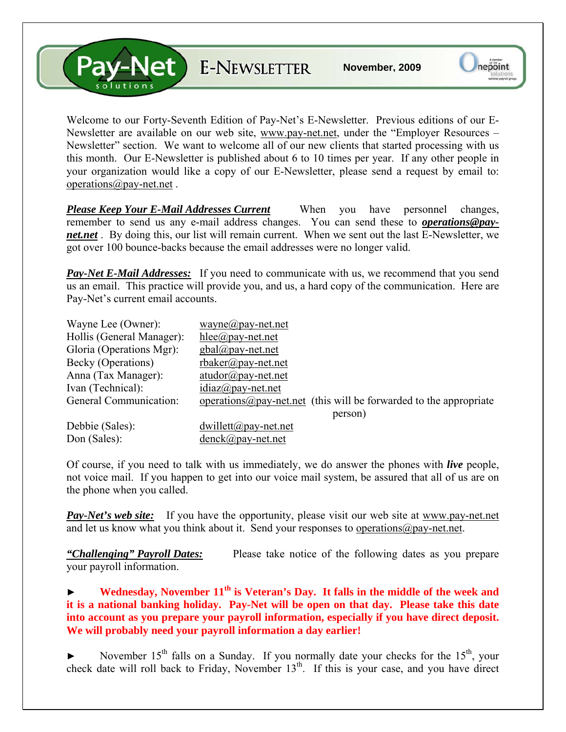# Pay-Net solutions E-NEWSLETTER

**November, 2009**

Welcome to our Forty-Seventh Edition of Pay-Net's E-Newsletter. Previous editions of our E-Newsletter are available on our web site, www.pay-net.net, under the "Employer Resources – Newsletter" section. We want to welcome all of our new clients that started processing with us this month. Our E-Newsletter is published about 6 to 10 times per year. If any other people in your organization would like a copy of our E-Newsletter, please send a request by email to: operations@pay-net.net .

***Please Keep Your E-Mail Addresses Current*** When you have personnel changes, remember to send us any e-mail address changes. You can send these to ***operations@pay-net.net*** . By doing this, our list will remain current. When we sent out the last E-Newsletter, we got over 100 bounce-backs because the email addresses were no longer valid.

***Pay-Net E-Mail Addresses:*** If you need to communicate with us, we recommend that you send us an email. This practice will provide you, and us, a hard copy of the communication. Here are Pay-Net's current email accounts.

| | |
|---|---|
| Wayne Lee (Owner): | wayne@pay-net.net |
| Hollis (General Manager): | hlee@pay-net.net |
| Gloria (Operations Mgr): | gbal@pay-net.net |
| Becky (Operations) | rbaker@pay-net.net |
| Anna (Tax Manager): | atudor@pay-net.net |
| Ivan (Technical): | idiaz@pay-net.net |
| General Communication: | operations@pay-net.net (this will be forwarded to the appropriate person) |
| Debbie (Sales): | dwillett@pay-net.net |
| Don (Sales): | denck@pay-net.net |

Of course, if you need to talk with us immediately, we do answer the phones with ***live*** people, not voice mail. If you happen to get into our voice mail system, be assured that all of us are on the phone when you called.

***Pay-Net's web site:*** If you have the opportunity, please visit our web site at www.pay-net.net and let us know what you think about it. Send your responses to operations@pay-net.net.

***"Challenging" Payroll Dates:*** Please take notice of the following dates as you prepare your payroll information.

► **Wednesday, November 11th is Veteran's Day. It falls in the middle of the week and it is a national banking holiday. Pay-Net will be open on that day. Please take this date into account as you prepare your payroll information, especially if you have direct deposit. We will probably need your payroll information a day earlier!**

► November 15th falls on a Sunday. If you normally date your checks for the 15th, your check date will roll back to Friday, November 13th. If this is your case, and you have direct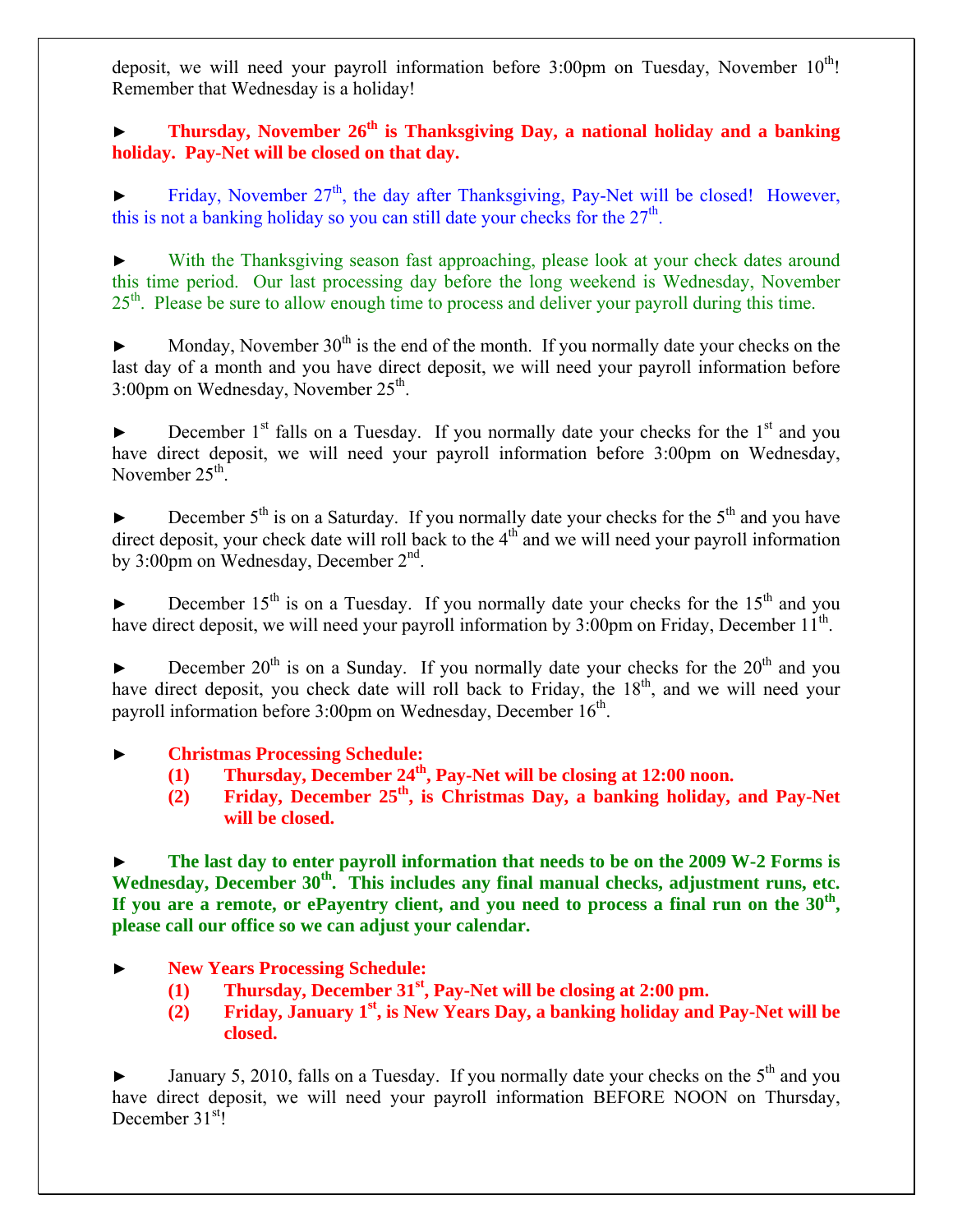deposit, we will need your payroll information before 3:00pm on Tuesday, November 10th! Remember that Wednesday is a holiday!

► **Thursday, November 26th is Thanksgiving Day, a national holiday and a banking holiday. Pay-Net will be closed on that day.**

► Friday, November 27th, the day after Thanksgiving, Pay-Net will be closed! However, this is not a banking holiday so you can still date your checks for the 27th.

► With the Thanksgiving season fast approaching, please look at your check dates around this time period. Our last processing day before the long weekend is Wednesday, November 25th. Please be sure to allow enough time to process and deliver your payroll during this time.

► Monday, November 30th is the end of the month. If you normally date your checks on the last day of a month and you have direct deposit, we will need your payroll information before 3:00pm on Wednesday, November 25th.

► December 1st falls on a Tuesday. If you normally date your checks for the 1st and you have direct deposit, we will need your payroll information before 3:00pm on Wednesday, November 25th.

► December 5th is on a Saturday. If you normally date your checks for the 5th and you have direct deposit, your check date will roll back to the 4th and we will need your payroll information by 3:00pm on Wednesday, December 2nd.

► December 15th is on a Tuesday. If you normally date your checks for the 15th and you have direct deposit, we will need your payroll information by 3:00pm on Friday, December 11th.

► December 20th is on a Sunday. If you normally date your checks for the 20th and you have direct deposit, you check date will roll back to Friday, the 18th, and we will need your payroll information before 3:00pm on Wednesday, December 16th.

► **Christmas Processing Schedule:**
  **(1) Thursday, December 24th, Pay-Net will be closing at 12:00 noon.**
  **(2) Friday, December 25th, is Christmas Day, a banking holiday, and Pay-Net will be closed.**

► **The last day to enter payroll information that needs to be on the 2009 W-2 Forms is Wednesday, December 30th. This includes any final manual checks, adjustment runs, etc. If you are a remote, or ePayentry client, and you need to process a final run on the 30th, please call our office so we can adjust your calendar.**

► **New Years Processing Schedule:**
  **(1) Thursday, December 31st, Pay-Net will be closing at 2:00 pm.**
  **(2) Friday, January 1st, is New Years Day, a banking holiday and Pay-Net will be closed.**

► January 5, 2010, falls on a Tuesday. If you normally date your checks on the 5th and you have direct deposit, we will need your payroll information BEFORE NOON on Thursday, December 31st!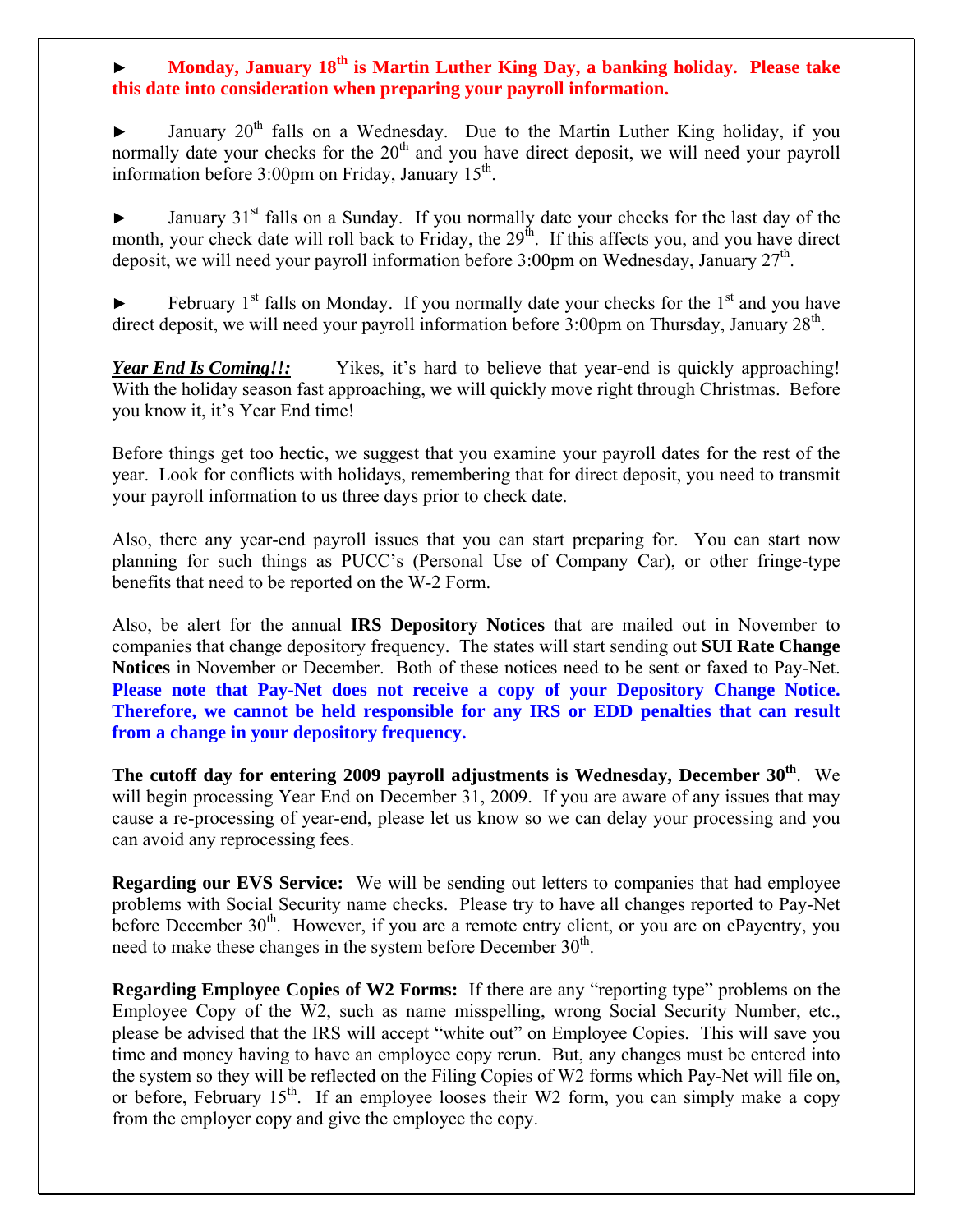► **Monday, January 18th is Martin Luther King Day, a banking holiday. Please take this date into consideration when preparing your payroll information.**

► January 20th falls on a Wednesday. Due to the Martin Luther King holiday, if you normally date your checks for the 20th and you have direct deposit, we will need your payroll information before 3:00pm on Friday, January 15th.

► January 31st falls on a Sunday. If you normally date your checks for the last day of the month, your check date will roll back to Friday, the 29th. If this affects you, and you have direct deposit, we will need your payroll information before 3:00pm on Wednesday, January 27th.

► February 1st falls on Monday. If you normally date your checks for the 1st and you have direct deposit, we will need your payroll information before 3:00pm on Thursday, January 28th.

***Year End Is Coming!!:*** Yikes, it's hard to believe that year-end is quickly approaching! With the holiday season fast approaching, we will quickly move right through Christmas. Before you know it, it's Year End time!

Before things get too hectic, we suggest that you examine your payroll dates for the rest of the year. Look for conflicts with holidays, remembering that for direct deposit, you need to transmit your payroll information to us three days prior to check date.

Also, there any year-end payroll issues that you can start preparing for. You can start now planning for such things as PUCC's (Personal Use of Company Car), or other fringe-type benefits that need to be reported on the W-2 Form.

Also, be alert for the annual **IRS Depository Notices** that are mailed out in November to companies that change depository frequency. The states will start sending out **SUI Rate Change Notices** in November or December. Both of these notices need to be sent or faxed to Pay-Net. **Please note that Pay-Net does not receive a copy of your Depository Change Notice. Therefore, we cannot be held responsible for any IRS or EDD penalties that can result from a change in your depository frequency.**

**The cutoff day for entering 2009 payroll adjustments is Wednesday, December 30th**. We will begin processing Year End on December 31, 2009. If you are aware of any issues that may cause a re-processing of year-end, please let us know so we can delay your processing and you can avoid any reprocessing fees.

**Regarding our EVS Service:** We will be sending out letters to companies that had employee problems with Social Security name checks. Please try to have all changes reported to Pay-Net before December 30th. However, if you are a remote entry client, or you are on ePayentry, you need to make these changes in the system before December 30th.

**Regarding Employee Copies of W2 Forms:** If there are any "reporting type" problems on the Employee Copy of the W2, such as name misspelling, wrong Social Security Number, etc., please be advised that the IRS will accept "white out" on Employee Copies. This will save you time and money having to have an employee copy rerun. But, any changes must be entered into the system so they will be reflected on the Filing Copies of W2 forms which Pay-Net will file on, or before, February 15th. If an employee looses their W2 form, you can simply make a copy from the employer copy and give the employee the copy.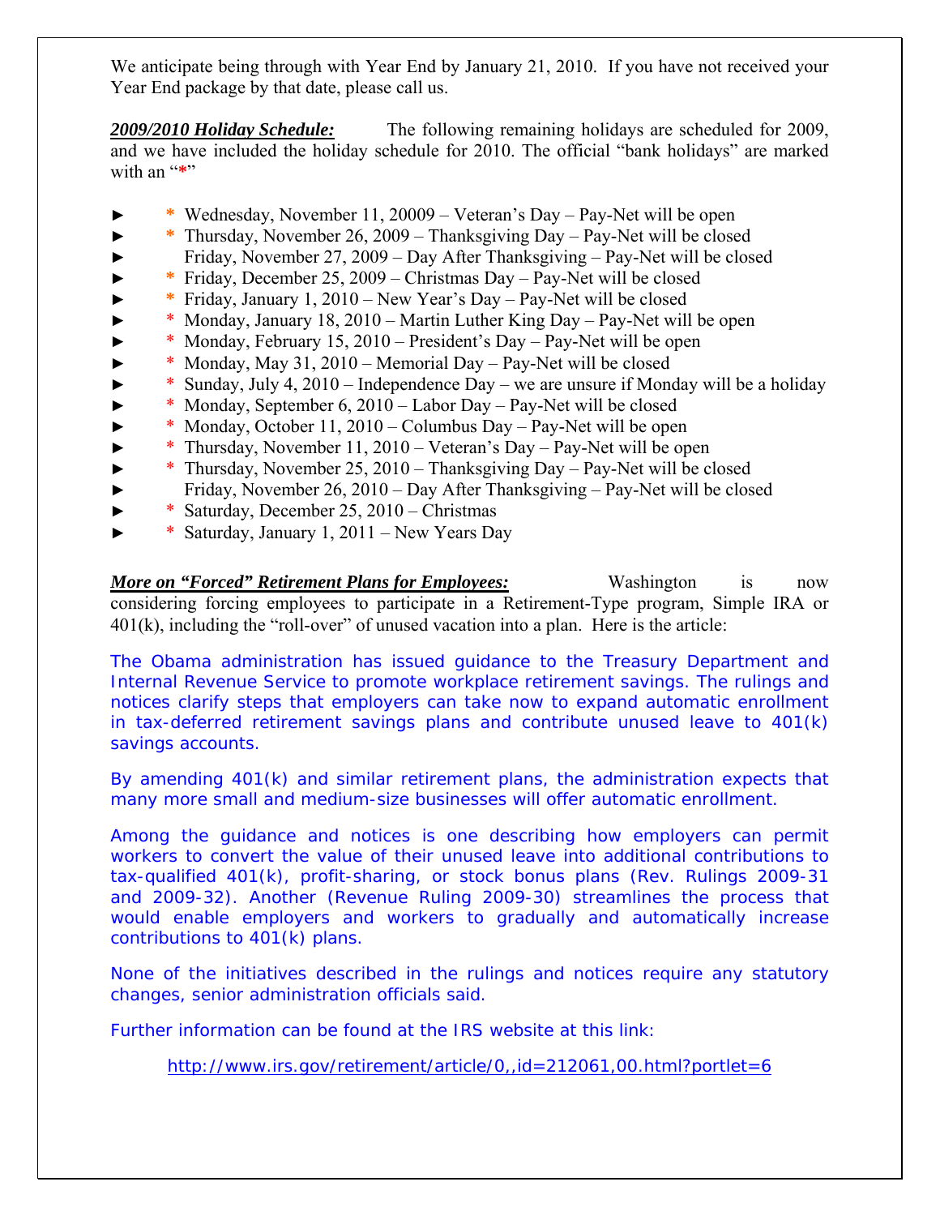We anticipate being through with Year End by January 21, 2010. If you have not received your Year End package by that date, please call us.

***2009/2010 Holiday Schedule:*** The following remaining holidays are scheduled for 2009, and we have included the holiday schedule for 2010. The official "bank holidays" are marked with an "*"

- \* Wednesday, November 11, 20009 – Veteran's Day – Pay-Net will be open
- \* Thursday, November 26, 2009 – Thanksgiving Day – Pay-Net will be closed
- Friday, November 27, 2009 – Day After Thanksgiving – Pay-Net will be closed
- \* Friday, December 25, 2009 – Christmas Day – Pay-Net will be closed
- \* Friday, January 1, 2010 – New Year's Day – Pay-Net will be closed
- \* Monday, January 18, 2010 – Martin Luther King Day – Pay-Net will be open
- \* Monday, February 15, 2010 – President's Day – Pay-Net will be open
- \* Monday, May 31, 2010 – Memorial Day – Pay-Net will be closed
- \* Sunday, July 4, 2010 – Independence Day – we are unsure if Monday will be a holiday
- \* Monday, September 6, 2010 – Labor Day – Pay-Net will be closed
- \* Monday, October 11, 2010 – Columbus Day – Pay-Net will be open
- \* Thursday, November 11, 2010 – Veteran's Day – Pay-Net will be open
- \* Thursday, November 25, 2010 – Thanksgiving Day – Pay-Net will be closed
- Friday, November 26, 2010 – Day After Thanksgiving – Pay-Net will be closed
- \* Saturday, December 25, 2010 – Christmas
- \* Saturday, January 1, 2011 – New Years Day

***More on "Forced" Retirement Plans for Employees:*** Washington is now considering forcing employees to participate in a Retirement-Type program, Simple IRA or 401(k), including the "roll-over" of unused vacation into a plan. Here is the article:

The Obama administration has issued guidance to the Treasury Department and Internal Revenue Service to promote workplace retirement savings. The rulings and notices clarify steps that employers can take now to expand automatic enrollment in tax-deferred retirement savings plans and contribute unused leave to 401(k) savings accounts.

By amending 401(k) and similar retirement plans, the administration expects that many more small and medium-size businesses will offer automatic enrollment.

Among the guidance and notices is one describing how employers can permit workers to convert the value of their unused leave into additional contributions to tax-qualified 401(k), profit-sharing, or stock bonus plans (Rev. Rulings 2009-31 and 2009-32). Another (Revenue Ruling 2009-30) streamlines the process that would enable employers and workers to gradually and automatically increase contributions to 401(k) plans.

None of the initiatives described in the rulings and notices require any statutory changes, senior administration officials said.

Further information can be found at the IRS website at this link:

http://www.irs.gov/retirement/article/0,,id=212061,00.html?portlet=6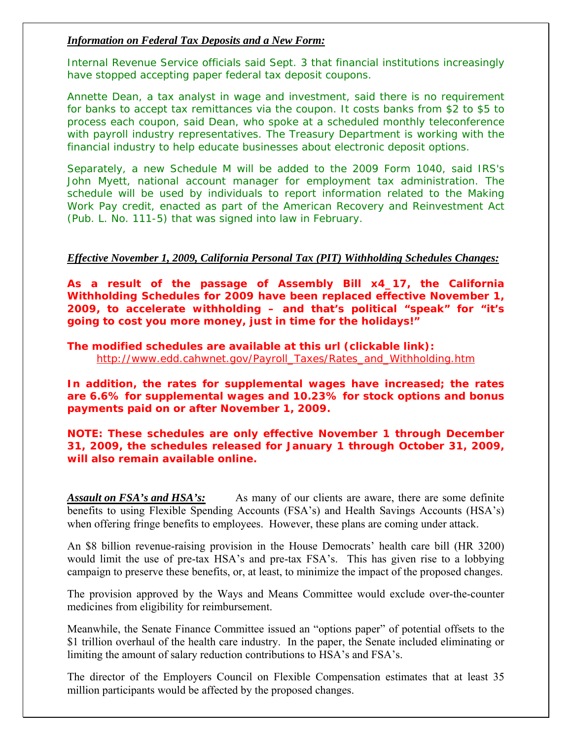***Information on Federal Tax Deposits and a New Form:***

Internal Revenue Service officials said Sept. 3 that financial institutions increasingly have stopped accepting paper federal tax deposit coupons.

Annette Dean, a tax analyst in wage and investment, said there is no requirement for banks to accept tax remittances via the coupon. It costs banks from $2 to $5 to process each coupon, said Dean, who spoke at a scheduled monthly teleconference with payroll industry representatives. The Treasury Department is working with the financial industry to help educate businesses about electronic deposit options.

Separately, a new Schedule M will be added to the 2009 Form 1040, said IRS's John Myett, national account manager for employment tax administration. The schedule will be used by individuals to report information related to the Making Work Pay credit, enacted as part of the American Recovery and Reinvestment Act (Pub. L. No. 111-5) that was signed into law in February.

***Effective November 1, 2009, California Personal Tax (PIT) Withholding Schedules Changes:***

**As a result of the passage of Assembly Bill x4_17, the California Withholding Schedules for 2009 have been replaced effective November 1, 2009, to accelerate withholding – and that's political "speak" for "it's going to cost you more money, just in time for the holidays!"**

**The modified schedules are available at this url (clickable link):**
http://www.edd.cahwnet.gov/Payroll_Taxes/Rates_and_Withholding.htm

**In addition, the rates for supplemental wages have increased; the rates are 6.6% for supplemental wages and 10.23% for stock options and bonus payments paid on or after November 1, 2009.**

**NOTE: These schedules are only effective November 1 through December 31, 2009, the schedules released for January 1 through October 31, 2009, will also remain available online.**

***Assault on FSA's and HSA's:*** As many of our clients are aware, there are some definite benefits to using Flexible Spending Accounts (FSA's) and Health Savings Accounts (HSA's) when offering fringe benefits to employees. However, these plans are coming under attack.

An $8 billion revenue-raising provision in the House Democrats' health care bill (HR 3200) would limit the use of pre-tax HSA's and pre-tax FSA's. This has given rise to a lobbying campaign to preserve these benefits, or, at least, to minimize the impact of the proposed changes.

The provision approved by the Ways and Means Committee would exclude over-the-counter medicines from eligibility for reimbursement.

Meanwhile, the Senate Finance Committee issued an "options paper" of potential offsets to the $1 trillion overhaul of the health care industry. In the paper, the Senate included eliminating or limiting the amount of salary reduction contributions to HSA's and FSA's.

The director of the Employers Council on Flexible Compensation estimates that at least 35 million participants would be affected by the proposed changes.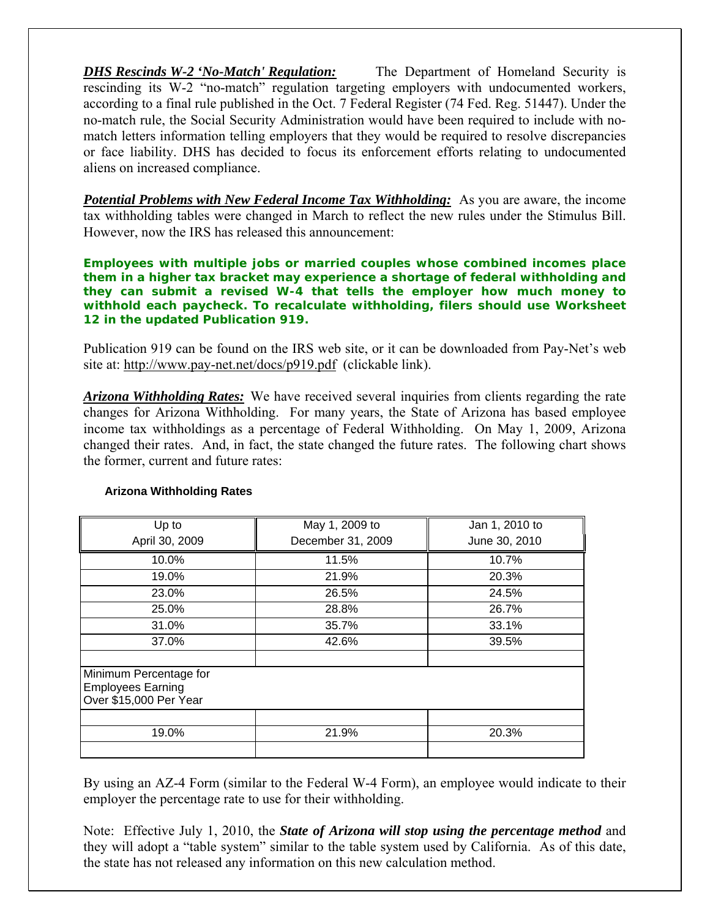***DHS Rescinds W-2 'No-Match' Regulation:*** The Department of Homeland Security is rescinding its W-2 "no-match" regulation targeting employers with undocumented workers, according to a final rule published in the Oct. 7 Federal Register (74 Fed. Reg. 51447). Under the no-match rule, the Social Security Administration would have been required to include with no-match letters information telling employers that they would be required to resolve discrepancies or face liability. DHS has decided to focus its enforcement efforts relating to undocumented aliens on increased compliance.

***Potential Problems with New Federal Income Tax Withholding:*** As you are aware, the income tax withholding tables were changed in March to reflect the new rules under the Stimulus Bill. However, now the IRS has released this announcement:

**Employees with multiple jobs or married couples whose combined incomes place them in a higher tax bracket may experience a shortage of federal withholding and they can submit a revised W-4 that tells the employer how much money to withhold each paycheck. To recalculate withholding, filers should use Worksheet 12 in the updated Publication 919.**

Publication 919 can be found on the IRS web site, or it can be downloaded from Pay-Net's web site at: http://www.pay-net.net/docs/p919.pdf (clickable link).

***Arizona Withholding Rates:*** We have received several inquiries from clients regarding the rate changes for Arizona Withholding. For many years, the State of Arizona has based employee income tax withholdings as a percentage of Federal Withholding. On May 1, 2009, Arizona changed their rates. And, in fact, the state changed the future rates. The following chart shows the former, current and future rates:

**Arizona Withholding Rates**

| Up to April 30, 2009 | May 1, 2009 to December 31, 2009 | Jan 1, 2010 to June 30, 2010 |
|---|---|---|
| 10.0% | 11.5% | 10.7% |
| 19.0% | 21.9% | 20.3% |
| 23.0% | 26.5% | 24.5% |
| 25.0% | 28.8% | 26.7% |
| 31.0% | 35.7% | 33.1% |
| 37.0% | 42.6% | 39.5% |
| | | |
| Minimum Percentage for Employees Earning Over $15,000 Per Year | | |
| | | |
| 19.0% | 21.9% | 20.3% |
| | | |

By using an AZ-4 Form (similar to the Federal W-4 Form), an employee would indicate to their employer the percentage rate to use for their withholding.

Note: Effective July 1, 2010, the ***State of Arizona will stop using the percentage method*** and they will adopt a "table system" similar to the table system used by California. As of this date, the state has not released any information on this new calculation method.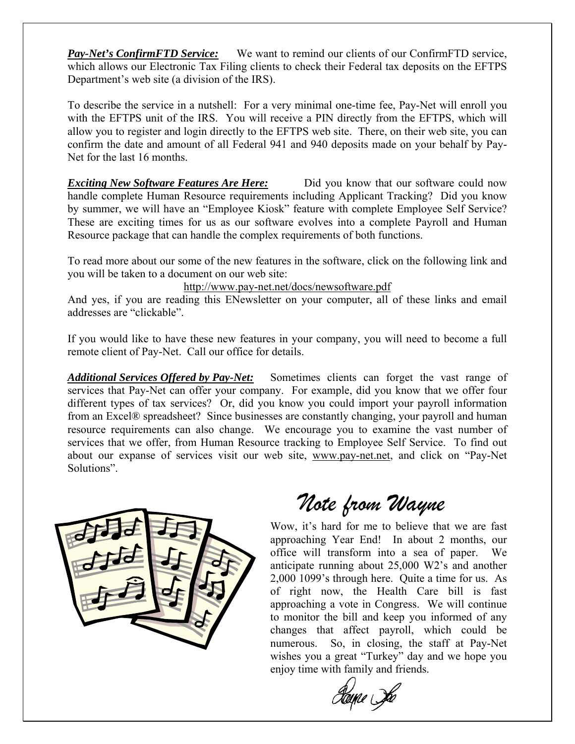***Pay-Net's ConfirmFTD Service:*** We want to remind our clients of our ConfirmFTD service, which allows our Electronic Tax Filing clients to check their Federal tax deposits on the EFTPS Department's web site (a division of the IRS).

To describe the service in a nutshell: For a very minimal one-time fee, Pay-Net will enroll you with the EFTPS unit of the IRS. You will receive a PIN directly from the EFTPS, which will allow you to register and login directly to the EFTPS web site. There, on their web site, you can confirm the date and amount of all Federal 941 and 940 deposits made on your behalf by Pay-Net for the last 16 months.

***Exciting New Software Features Are Here:*** Did you know that our software could now handle complete Human Resource requirements including Applicant Tracking? Did you know by summer, we will have an "Employee Kiosk" feature with complete Employee Self Service? These are exciting times for us as our software evolves into a complete Payroll and Human Resource package that can handle the complex requirements of both functions.

To read more about our some of the new features in the software, click on the following link and you will be taken to a document on our web site:

http://www.pay-net.net/docs/newsoftware.pdf

And yes, if you are reading this ENewsletter on your computer, all of these links and email addresses are "clickable".

If you would like to have these new features in your company, you will need to become a full remote client of Pay-Net. Call our office for details.

***Additional Services Offered by Pay-Net:*** Sometimes clients can forget the vast range of services that Pay-Net can offer your company. For example, did you know that we offer four different types of tax services? Or, did you know you could import your payroll information from an Excel® spreadsheet? Since businesses are constantly changing, your payroll and human resource requirements can also change. We encourage you to examine the vast number of services that we offer, from Human Resource tracking to Employee Self Service. To find out about our expanse of services visit our web site, www.pay-net.net, and click on "Pay-Net Solutions".

## *Note from Wayne*

Wow, it's hard for me to believe that we are fast approaching Year End! In about 2 months, our office will transform into a sea of paper. We anticipate running about 25,000 W2's and another 2,000 1099's through here. Quite a time for us. As of right now, the Health Care bill is fast approaching a vote in Congress. We will continue to monitor the bill and keep you informed of any changes that affect payroll, which could be numerous. So, in closing, the staff at Pay-Net wishes you a great "Turkey" day and we hope you enjoy time with family and friends.

*Wayne Joe*